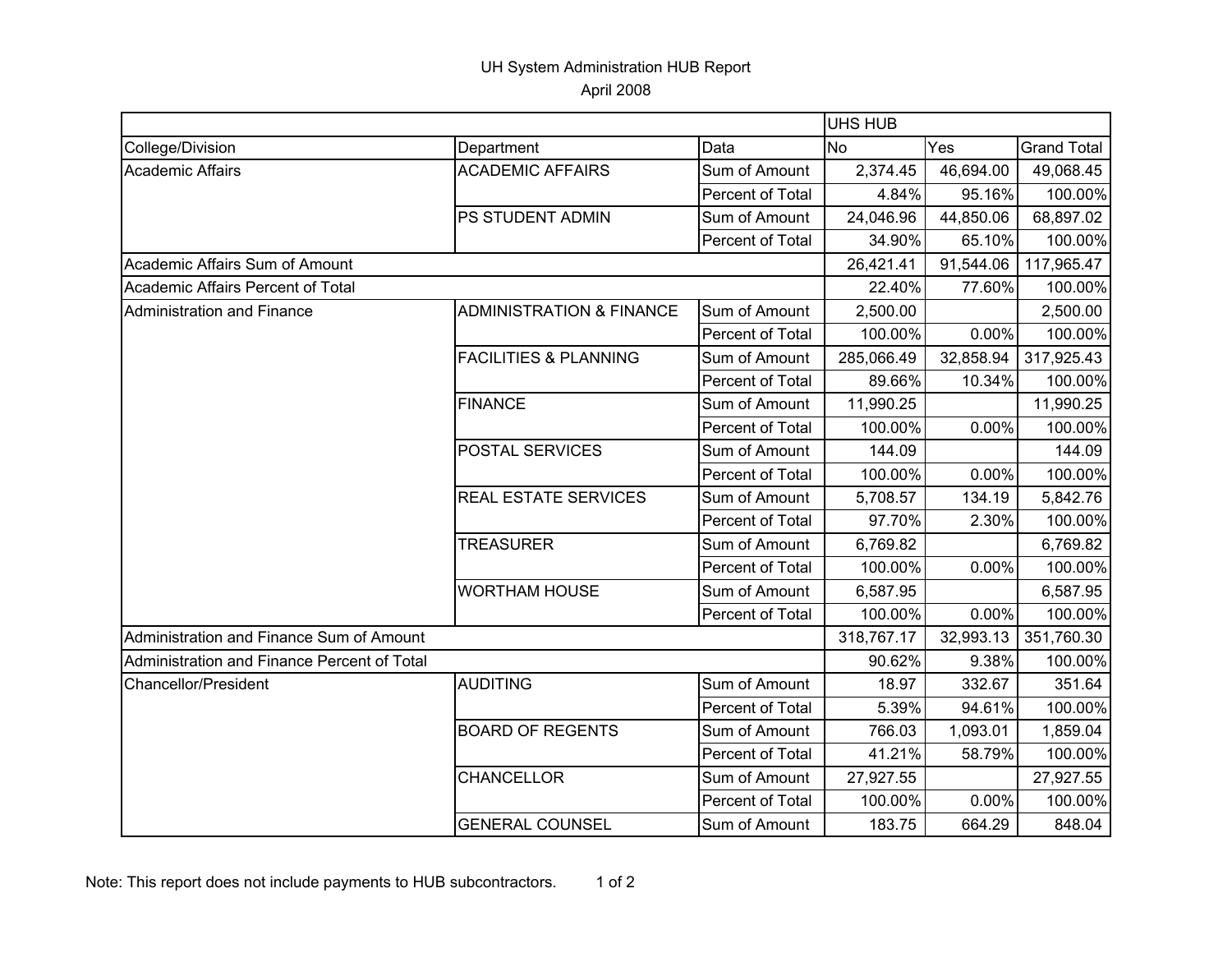UH System Administration HUB Report

April 2008

| | | | UHS HUB | | |
|---|---|---|---|---|---|
| College/Division | Department | Data | No | Yes | Grand Total |
| Academic Affairs | ACADEMIC AFFAIRS | Sum of Amount | 2,374.45 | 46,694.00 | 49,068.45 |
| | | Percent of Total | 4.84% | 95.16% | 100.00% |
| | PS STUDENT ADMIN | Sum of Amount | 24,046.96 | 44,850.06 | 68,897.02 |
| | | Percent of Total | 34.90% | 65.10% | 100.00% |
| Academic Affairs Sum of Amount | | | 26,421.41 | 91,544.06 | 117,965.47 |
| Academic Affairs Percent of Total | | | 22.40% | 77.60% | 100.00% |
| Administration and Finance | ADMINISTRATION & FINANCE | Sum of Amount | 2,500.00 | | 2,500.00 |
| | | Percent of Total | 100.00% | 0.00% | 100.00% |
| | FACILITIES & PLANNING | Sum of Amount | 285,066.49 | 32,858.94 | 317,925.43 |
| | | Percent of Total | 89.66% | 10.34% | 100.00% |
| | FINANCE | Sum of Amount | 11,990.25 | | 11,990.25 |
| | | Percent of Total | 100.00% | 0.00% | 100.00% |
| | POSTAL SERVICES | Sum of Amount | 144.09 | | 144.09 |
| | | Percent of Total | 100.00% | 0.00% | 100.00% |
| | REAL ESTATE SERVICES | Sum of Amount | 5,708.57 | 134.19 | 5,842.76 |
| | | Percent of Total | 97.70% | 2.30% | 100.00% |
| | TREASURER | Sum of Amount | 6,769.82 | | 6,769.82 |
| | | Percent of Total | 100.00% | 0.00% | 100.00% |
| | WORTHAM HOUSE | Sum of Amount | 6,587.95 | | 6,587.95 |
| | | Percent of Total | 100.00% | 0.00% | 100.00% |
| Administration and Finance Sum of Amount | | | 318,767.17 | 32,993.13 | 351,760.30 |
| Administration and Finance Percent of Total | | | 90.62% | 9.38% | 100.00% |
| Chancellor/President | AUDITING | Sum of Amount | 18.97 | 332.67 | 351.64 |
| | | Percent of Total | 5.39% | 94.61% | 100.00% |
| | BOARD OF REGENTS | Sum of Amount | 766.03 | 1,093.01 | 1,859.04 |
| | | Percent of Total | 41.21% | 58.79% | 100.00% |
| | CHANCELLOR | Sum of Amount | 27,927.55 | | 27,927.55 |
| | | Percent of Total | 100.00% | 0.00% | 100.00% |
| | GENERAL COUNSEL | Sum of Amount | 183.75 | 664.29 | 848.04 |

Note: This report does not include payments to HUB subcontractors.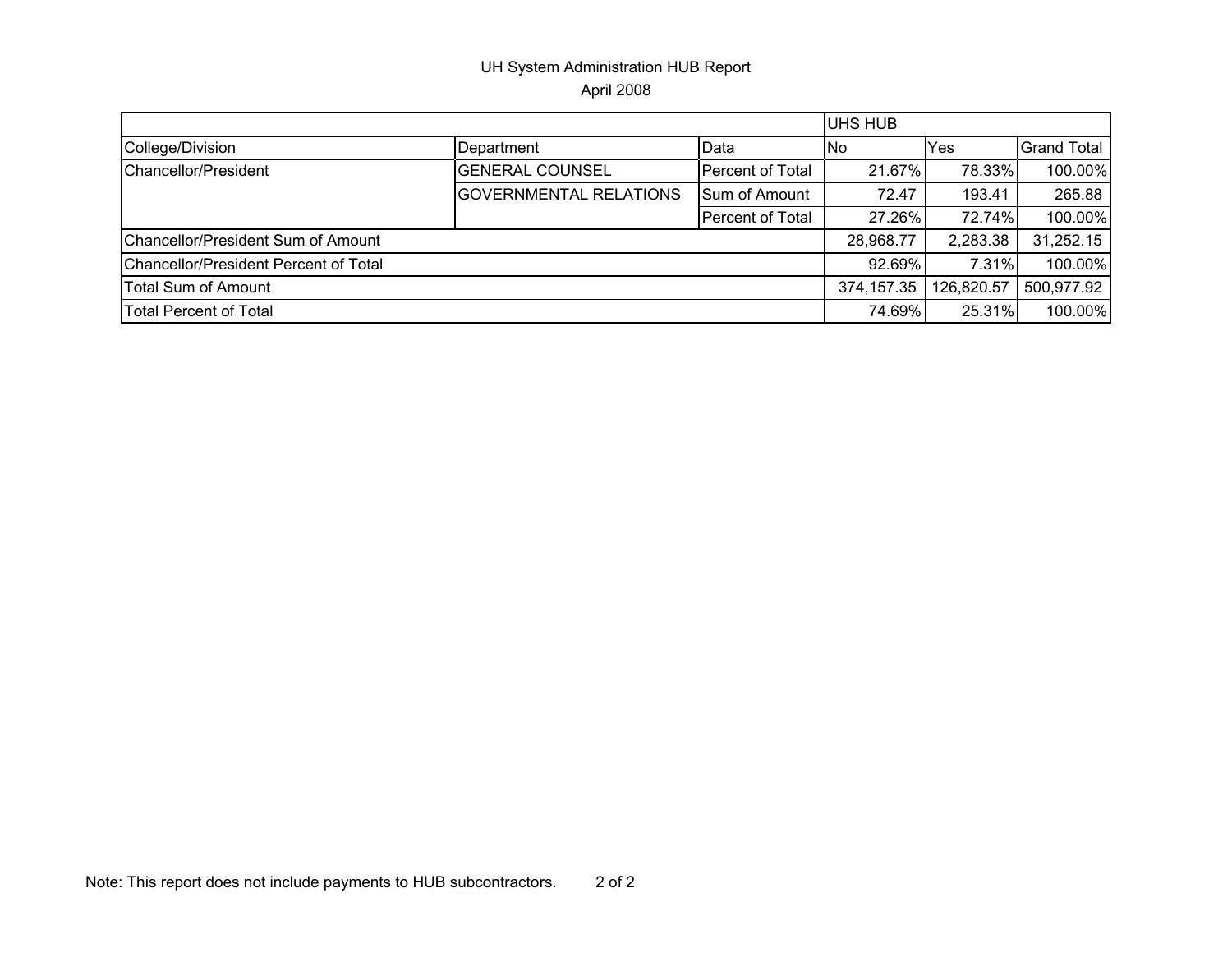UH System Administration HUB Report

April 2008

| | | | UHS HUB | | |
|---|---|---|---|---|---|
| College/Division | Department | Data | No | Yes | Grand Total |
| Chancellor/President | GENERAL COUNSEL | Percent of Total | 21.67% | 78.33% | 100.00% |
| | GOVERNMENTAL RELATIONS | Sum of Amount | 72.47 | 193.41 | 265.88 |
| | | Percent of Total | 27.26% | 72.74% | 100.00% |
| Chancellor/President Sum of Amount | | | 28,968.77 | 2,283.38 | 31,252.15 |
| Chancellor/President Percent of Total | | | 92.69% | 7.31% | 100.00% |
| Total Sum of Amount | | | 374,157.35 | 126,820.57 | 500,977.92 |
| Total Percent of Total | | | 74.69% | 25.31% | 100.00% |

Note: This report does not include payments to HUB subcontractors.